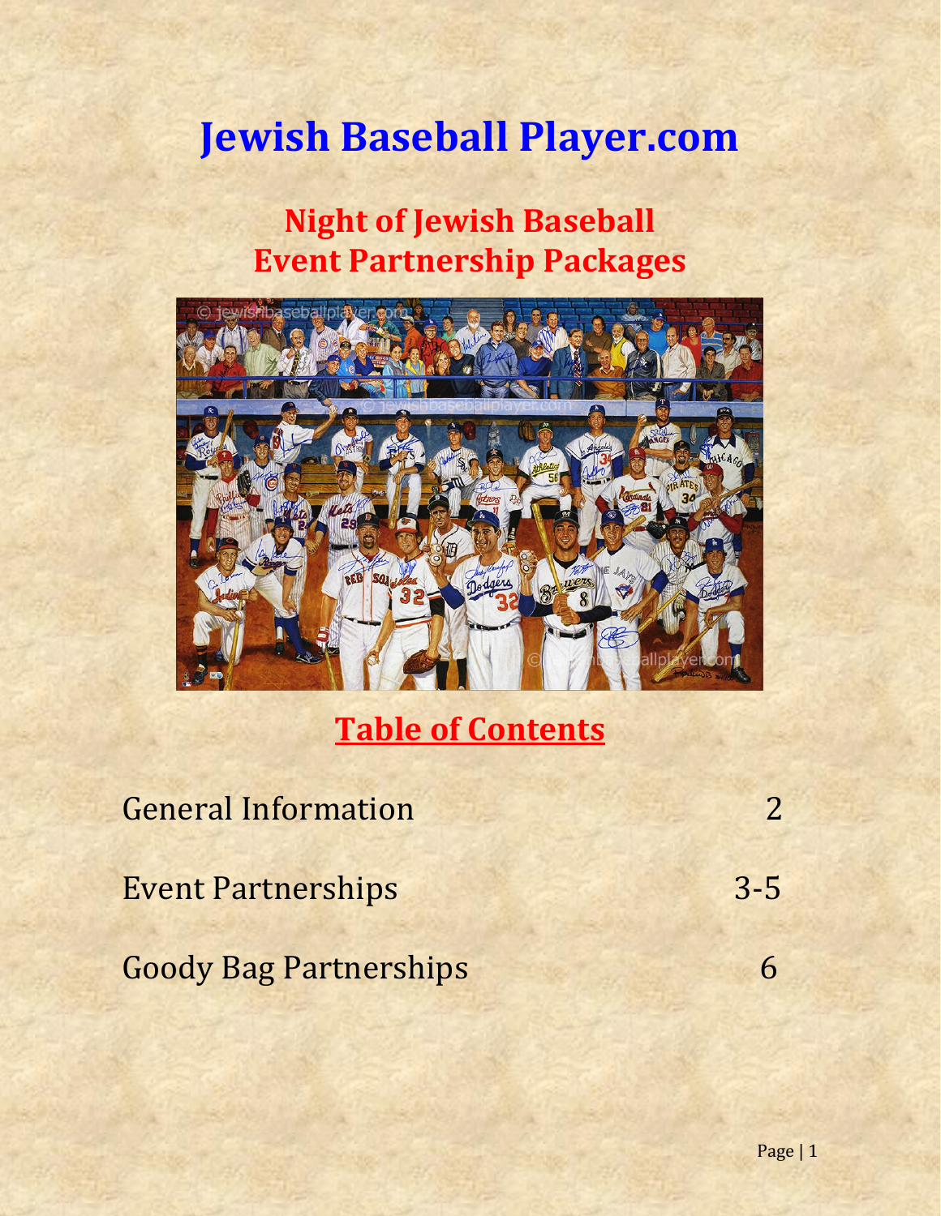# Jewish Baseball Player.com

## Night of Jewish Baseball
## Event Partnership Packages

## Table of Contents

| | |
|---|---|
| General Information | 2 |
| Event Partnerships | 3-5 |
| Goody Bag Partnerships | 6 |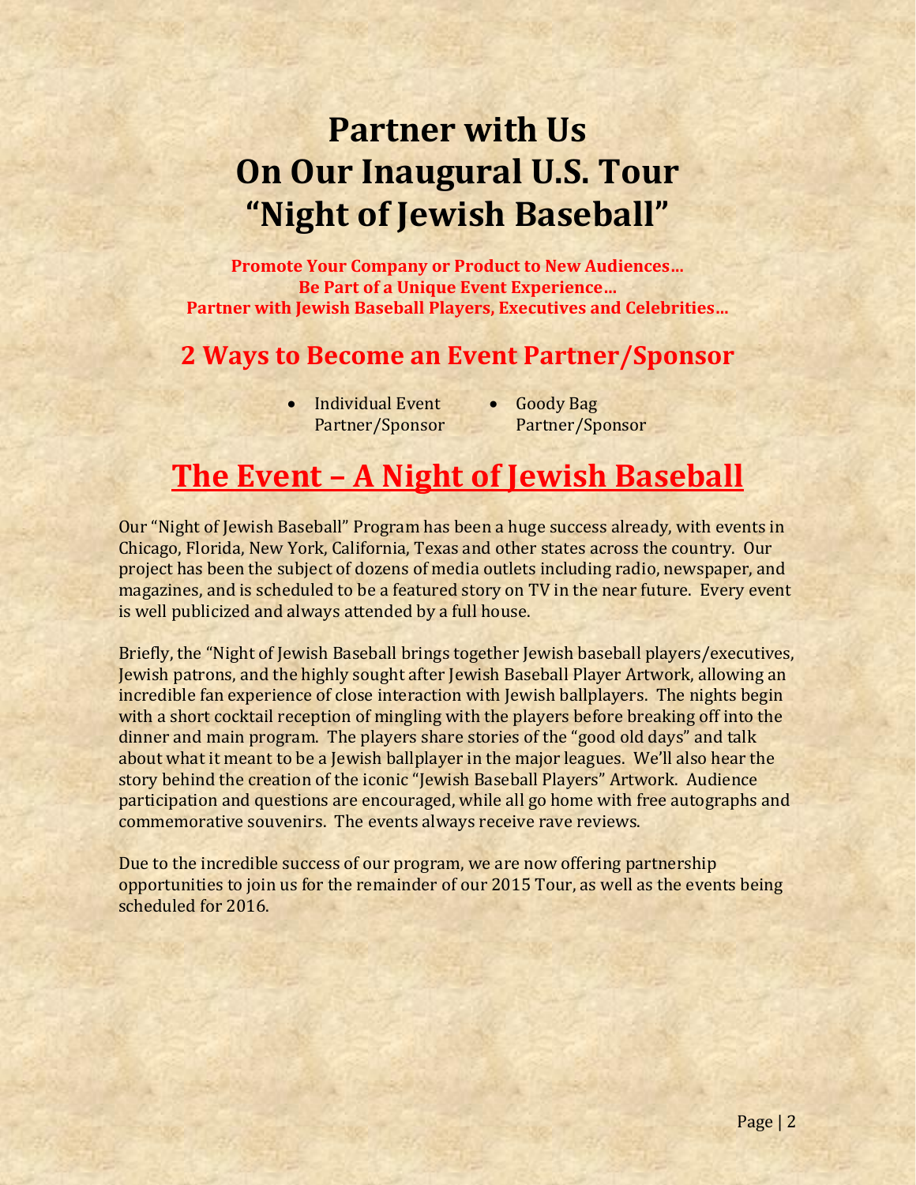# Partner with Us On Our Inaugural U.S. Tour "Night of Jewish Baseball"

**Promote Your Company or Product to New Audiences…**
**Be Part of a Unique Event Experience…**
**Partner with Jewish Baseball Players, Executives and Celebrities…**

## 2 Ways to Become an Event Partner/Sponsor

- Individual Event Partner/Sponsor
- Goody Bag Partner/Sponsor

# The Event – A Night of Jewish Baseball

Our "Night of Jewish Baseball" Program has been a huge success already, with events in Chicago, Florida, New York, California, Texas and other states across the country. Our project has been the subject of dozens of media outlets including radio, newspaper, and magazines, and is scheduled to be a featured story on TV in the near future. Every event is well publicized and always attended by a full house.

Briefly, the "Night of Jewish Baseball brings together Jewish baseball players/executives, Jewish patrons, and the highly sought after Jewish Baseball Player Artwork, allowing an incredible fan experience of close interaction with Jewish ballplayers. The nights begin with a short cocktail reception of mingling with the players before breaking off into the dinner and main program. The players share stories of the "good old days" and talk about what it meant to be a Jewish ballplayer in the major leagues. We'll also hear the story behind the creation of the iconic "Jewish Baseball Players" Artwork. Audience participation and questions are encouraged, while all go home with free autographs and commemorative souvenirs. The events always receive rave reviews.

Due to the incredible success of our program, we are now offering partnership opportunities to join us for the remainder of our 2015 Tour, as well as the events being scheduled for 2016.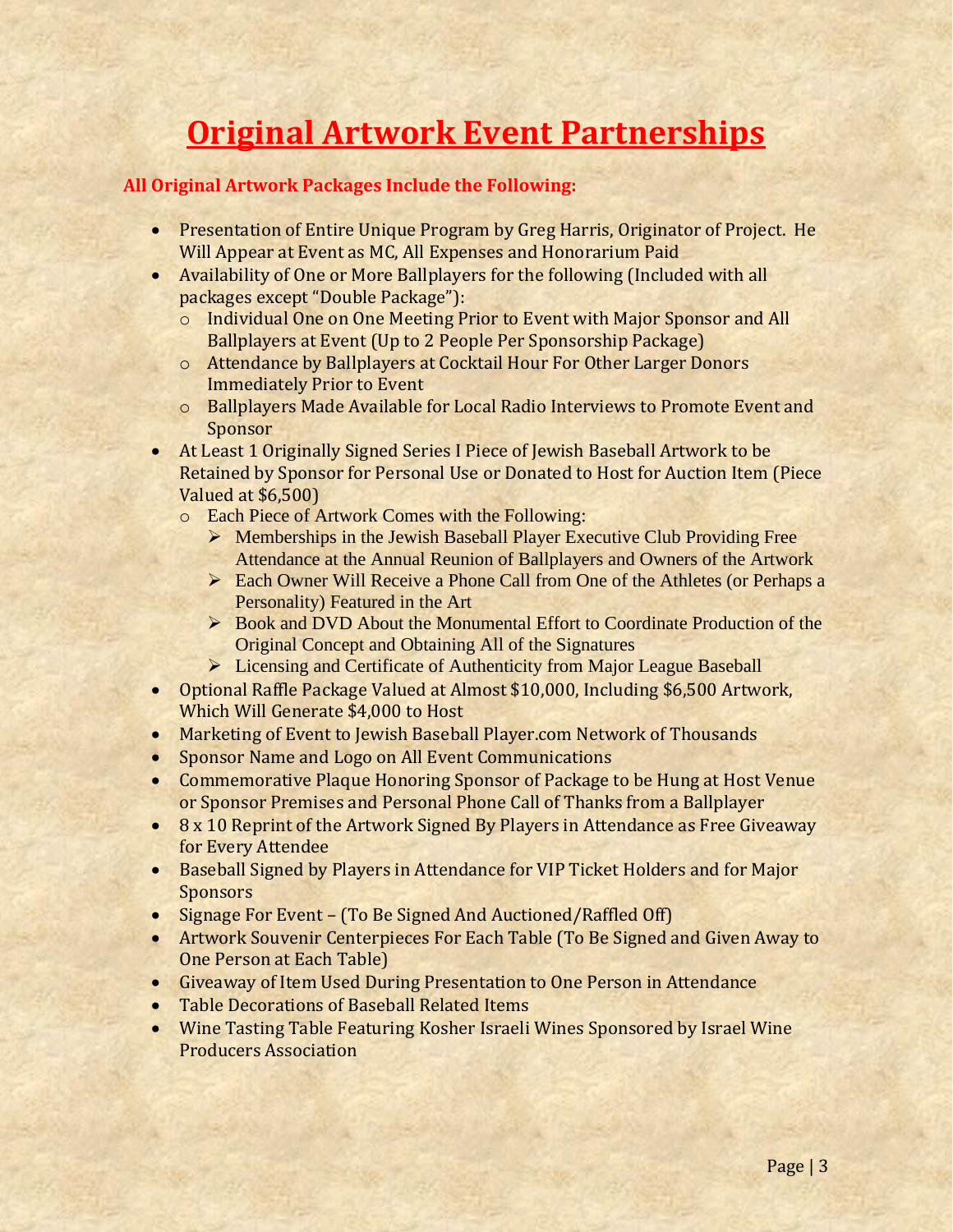# Original Artwork Event Partnerships

**All Original Artwork Packages Include the Following:**

- Presentation of Entire Unique Program by Greg Harris, Originator of Project. He Will Appear at Event as MC, All Expenses and Honorarium Paid
- Availability of One or More Ballplayers for the following (Included with all packages except "Double Package"):
  - Individual One on One Meeting Prior to Event with Major Sponsor and All Ballplayers at Event (Up to 2 People Per Sponsorship Package)
  - Attendance by Ballplayers at Cocktail Hour For Other Larger Donors Immediately Prior to Event
  - Ballplayers Made Available for Local Radio Interviews to Promote Event and Sponsor
- At Least 1 Originally Signed Series I Piece of Jewish Baseball Artwork to be Retained by Sponsor for Personal Use or Donated to Host for Auction Item (Piece Valued at $6,500)
  - Each Piece of Artwork Comes with the Following:
    - Memberships in the Jewish Baseball Player Executive Club Providing Free Attendance at the Annual Reunion of Ballplayers and Owners of the Artwork
    - Each Owner Will Receive a Phone Call from One of the Athletes (or Perhaps a Personality) Featured in the Art
    - Book and DVD About the Monumental Effort to Coordinate Production of the Original Concept and Obtaining All of the Signatures
    - Licensing and Certificate of Authenticity from Major League Baseball
- Optional Raffle Package Valued at Almost $10,000, Including $6,500 Artwork, Which Will Generate $4,000 to Host
- Marketing of Event to Jewish Baseball Player.com Network of Thousands
- Sponsor Name and Logo on All Event Communications
- Commemorative Plaque Honoring Sponsor of Package to be Hung at Host Venue or Sponsor Premises and Personal Phone Call of Thanks from a Ballplayer
- 8 x 10 Reprint of the Artwork Signed By Players in Attendance as Free Giveaway for Every Attendee
- Baseball Signed by Players in Attendance for VIP Ticket Holders and for Major Sponsors
- Signage For Event – (To Be Signed And Auctioned/Raffled Off)
- Artwork Souvenir Centerpieces For Each Table (To Be Signed and Given Away to One Person at Each Table)
- Giveaway of Item Used During Presentation to One Person in Attendance
- Table Decorations of Baseball Related Items
- Wine Tasting Table Featuring Kosher Israeli Wines Sponsored by Israel Wine Producers Association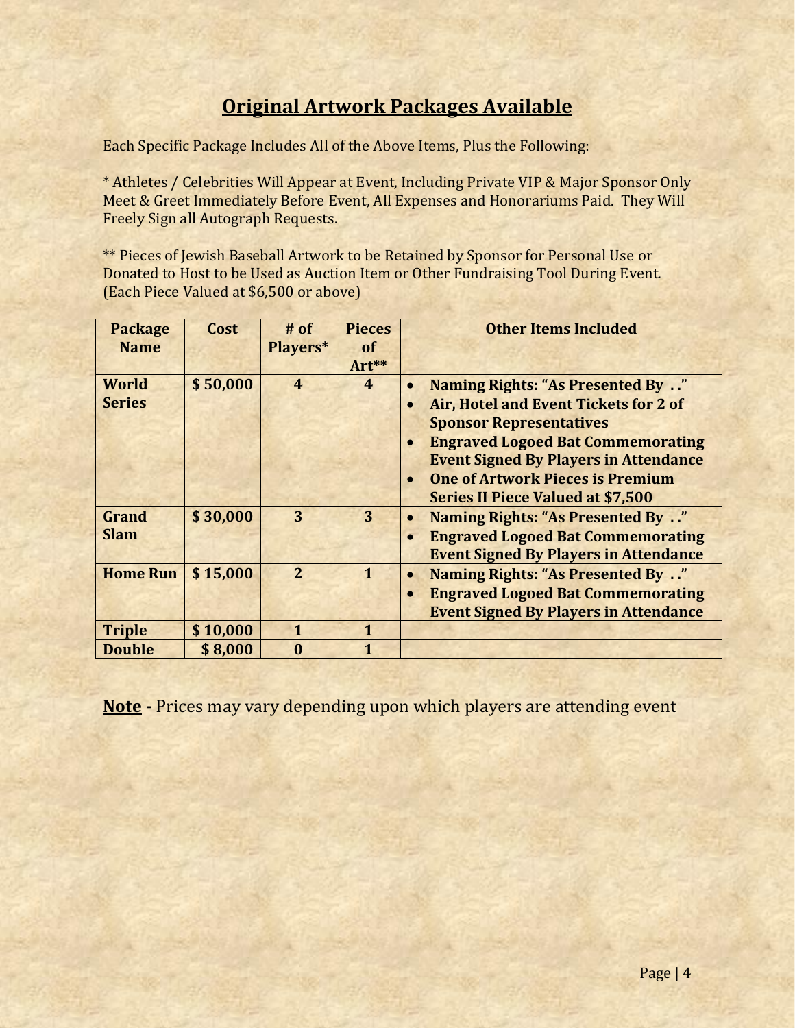## Original Artwork Packages Available

Each Specific Package Includes All of the Above Items, Plus the Following:

* Athletes / Celebrities Will Appear at Event, Including Private VIP & Major Sponsor Only Meet & Greet Immediately Before Event, All Expenses and Honorariums Paid. They Will Freely Sign all Autograph Requests.

** Pieces of Jewish Baseball Artwork to be Retained by Sponsor for Personal Use or Donated to Host to be Used as Auction Item or Other Fundraising Tool During Event. (Each Piece Valued at $6,500 or above)

| Package Name | Cost | # of Players* | Pieces of Art** | Other Items Included |
|---|---|---|---|---|
| **World Series** | **$ 50,000** | **4** | **4** | • **Naming Rights: "As Presented By . ."**<br>• **Air, Hotel and Event Tickets for 2 of Sponsor Representatives**<br>• **Engraved Logoed Bat Commemorating Event Signed By Players in Attendance**<br>• **One of Artwork Pieces is Premium Series II Piece Valued at $7,500** |
| **Grand Slam** | **$ 30,000** | **3** | **3** | • **Naming Rights: "As Presented By . ."**<br>• **Engraved Logoed Bat Commemorating Event Signed By Players in Attendance** |
| **Home Run** | **$ 15,000** | **2** | **1** | • **Naming Rights: "As Presented By . ."**<br>• **Engraved Logoed Bat Commemorating Event Signed By Players in Attendance** |
| **Triple** | **$ 10,000** | **1** | **1** | |
| **Double** | **$ 8,000** | **0** | **1** | |

**Note -** Prices may vary depending upon which players are attending event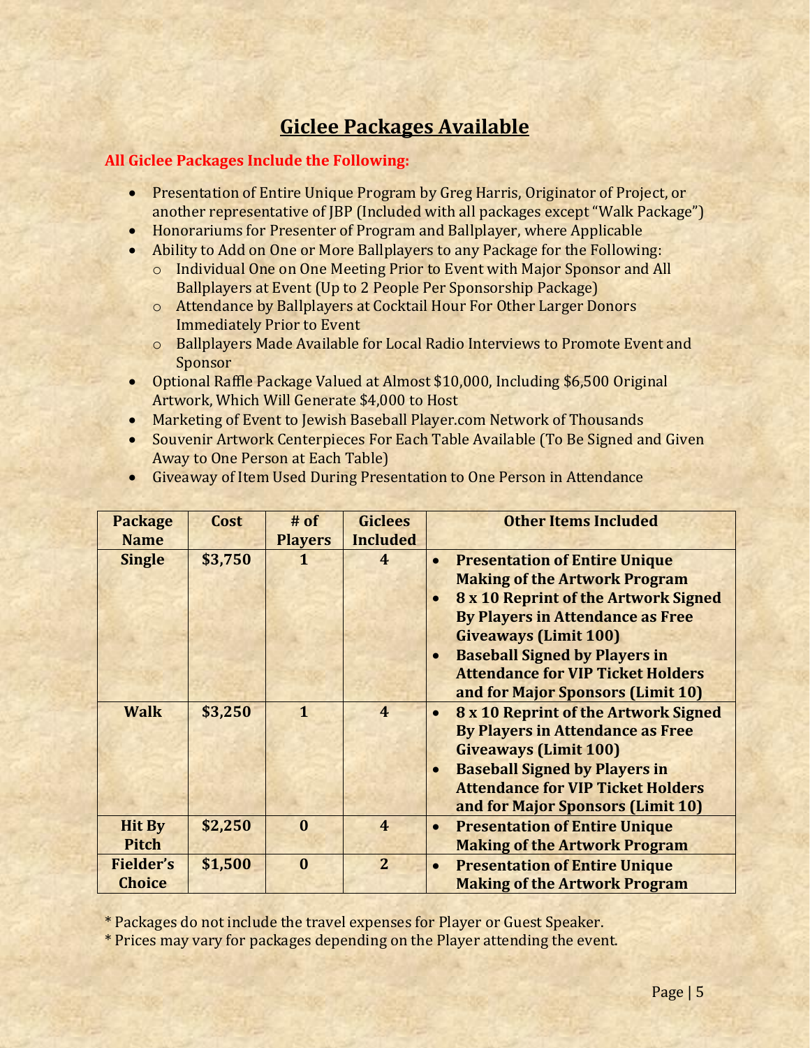## Giclee Packages Available

**All Giclee Packages Include the Following:**

- Presentation of Entire Unique Program by Greg Harris, Originator of Project, or another representative of JBP (Included with all packages except "Walk Package")
- Honorariums for Presenter of Program and Ballplayer, where Applicable
- Ability to Add on One or More Ballplayers to any Package for the Following:
  - Individual One on One Meeting Prior to Event with Major Sponsor and All Ballplayers at Event (Up to 2 People Per Sponsorship Package)
  - Attendance by Ballplayers at Cocktail Hour For Other Larger Donors Immediately Prior to Event
  - Ballplayers Made Available for Local Radio Interviews to Promote Event and Sponsor
- Optional Raffle Package Valued at Almost $10,000, Including $6,500 Original Artwork, Which Will Generate $4,000 to Host
- Marketing of Event to Jewish Baseball Player.com Network of Thousands
- Souvenir Artwork Centerpieces For Each Table Available (To Be Signed and Given Away to One Person at Each Table)
- Giveaway of Item Used During Presentation to One Person in Attendance

| Package Name | Cost | # of Players | Giclees Included | Other Items Included |
|---|---|---|---|---|
| **Single** | **$3,750** | **1** | **4** | • **Presentation of Entire Unique Making of the Artwork Program**<br>• **8 x 10 Reprint of the Artwork Signed By Players in Attendance as Free Giveaways (Limit 100)**<br>• **Baseball Signed by Players in Attendance for VIP Ticket Holders and for Major Sponsors (Limit 10)** |
| **Walk** | **$3,250** | **1** | **4** | • **8 x 10 Reprint of the Artwork Signed By Players in Attendance as Free Giveaways (Limit 100)**<br>• **Baseball Signed by Players in Attendance for VIP Ticket Holders and for Major Sponsors (Limit 10)** |
| **Hit By Pitch** | **$2,250** | **0** | **4** | • **Presentation of Entire Unique Making of the Artwork Program** |
| **Fielder's Choice** | **$1,500** | **0** | **2** | • **Presentation of Entire Unique Making of the Artwork Program** |

* Packages do not include the travel expenses for Player or Guest Speaker.

* Prices may vary for packages depending on the Player attending the event.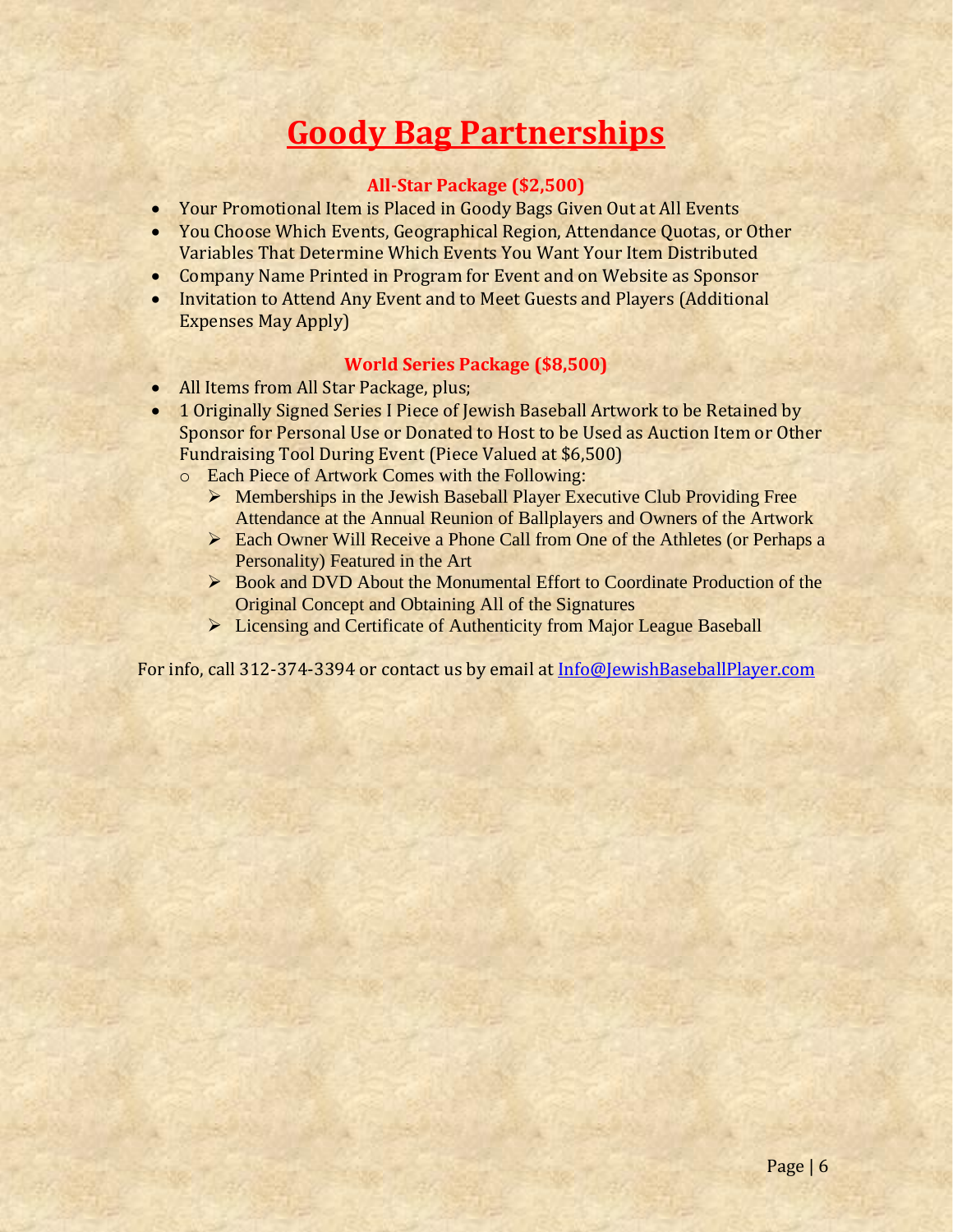# Goody Bag Partnerships

### All-Star Package ($2,500)

- Your Promotional Item is Placed in Goody Bags Given Out at All Events
- You Choose Which Events, Geographical Region, Attendance Quotas, or Other Variables That Determine Which Events You Want Your Item Distributed
- Company Name Printed in Program for Event and on Website as Sponsor
- Invitation to Attend Any Event and to Meet Guests and Players (Additional Expenses May Apply)

### World Series Package ($8,500)

- All Items from All Star Package, plus;
- 1 Originally Signed Series I Piece of Jewish Baseball Artwork to be Retained by Sponsor for Personal Use or Donated to Host to be Used as Auction Item or Other Fundraising Tool During Event (Piece Valued at $6,500)
  - Each Piece of Artwork Comes with the Following:
    - Memberships in the Jewish Baseball Player Executive Club Providing Free Attendance at the Annual Reunion of Ballplayers and Owners of the Artwork
    - Each Owner Will Receive a Phone Call from One of the Athletes (or Perhaps a Personality) Featured in the Art
    - Book and DVD About the Monumental Effort to Coordinate Production of the Original Concept and Obtaining All of the Signatures
    - Licensing and Certificate of Authenticity from Major League Baseball

For info, call 312-374-3394 or contact us by email at [Info@JewishBaseballPlayer.com](mailto:Info@JewishBaseballPlayer.com)